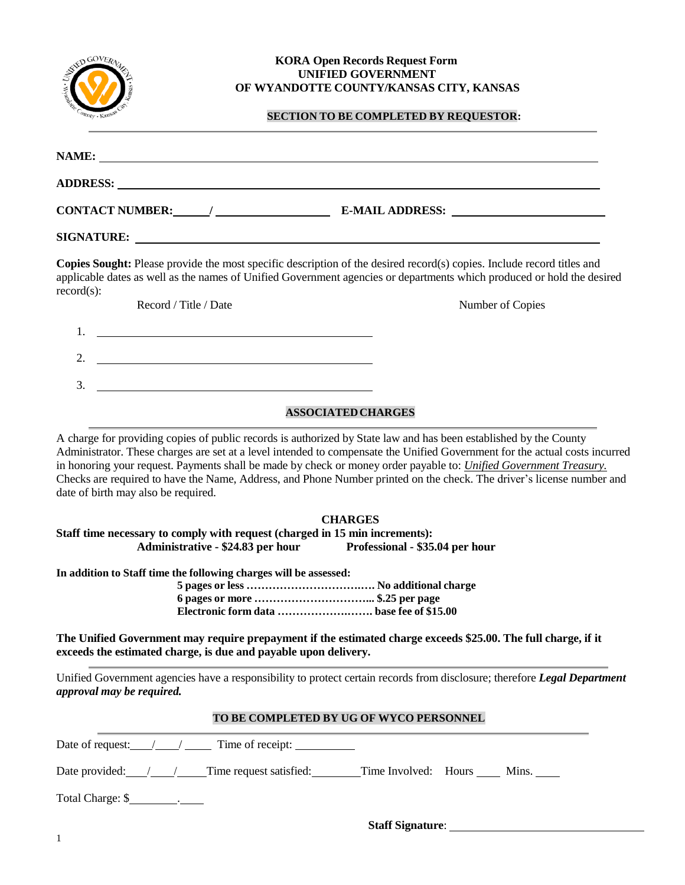# KORA Open Records Request Form
## UNIFIED GOVERNMENT
## OF WYANDOTTE COUNTY/KANSAS CITY, KANSAS

**SECTION TO BE COMPLETED BY REQUESTOR:**

---

**NAME:** ____________________________________________

**ADDRESS:** ____________________________________________

**CONTACT NUMBER:** _____/ ________________ **E-MAIL ADDRESS:** ____________________

**SIGNATURE:** ____________________________________________

**Copies Sought:** Please provide the most specific description of the desired record(s) copies. Include record titles and applicable dates as well as the names of Unified Government agencies or departments which produced or hold the desired record(s):

| Record / Title / Date | Number of Copies |
|---|---|
| 1. ______________________________ | |
| 2. ______________________________ | |
| 3. ______________________________ | |

**ASSOCIATED CHARGES**

---

A charge for providing copies of public records is authorized by State law and has been established by the County Administrator. These charges are set at a level intended to compensate the Unified Government for the actual costs incurred in honoring your request. Payments shall be made by check or money order payable to: *Unified Government Treasury.* Checks are required to have the Name, Address, and Phone Number printed on the check. The driver's license number and date of birth may also be required.

**CHARGES**

**Staff time necessary to comply with request (charged in 15 min increments):**
**Administrative - $24.83 per hour** **Professional - $35.04 per hour**

**In addition to Staff time the following charges will be assessed:**

**5 pages or less ……………………………… No additional charge**
**6 pages or more ………………………….. $.25 per page**
**Electronic form data ………………….…. base fee of $15.00**

**The Unified Government may require prepayment if the estimated charge exceeds $25.00. The full charge, if it exceeds the estimated charge, is due and payable upon delivery.**

---

Unified Government agencies have a responsibility to protect certain records from disclosure; therefore ***Legal Department approval may be required.***

**TO BE COMPLETED BY UG OF WYCO PERSONNEL**

---

Date of request:\_\_\_/\_\_\_/\_\_\_\_ Time of receipt: \_\_\_\_\_\_\_\_\_\_

Date provided:\_\_\_/\_\_\_/\_\_\_\_ Time request satisfied:\_\_\_\_\_\_\_\_ Time Involved: Hours \_\_\_\_ Mins. \_\_\_\_

Total Charge: $\_\_\_\_\_\_\_\_.\_\_\_\_

**Staff Signature**: ______________________________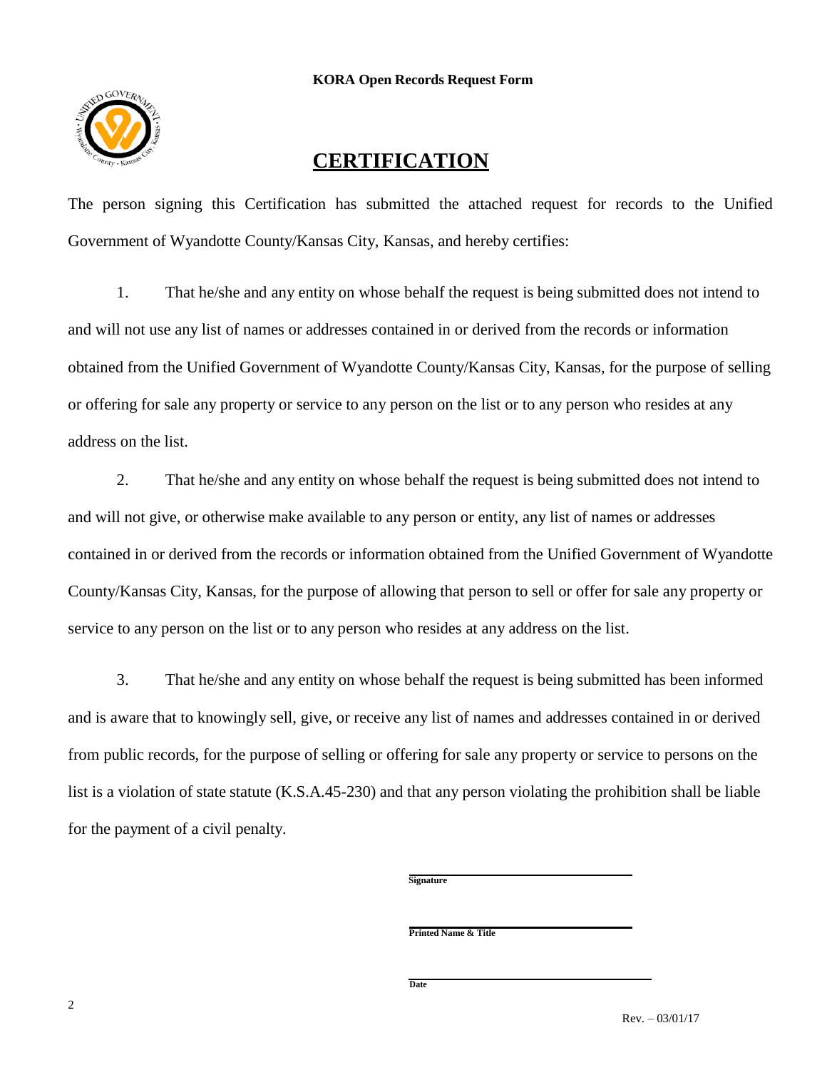**KORA Open Records Request Form**

# CERTIFICATION

The person signing this Certification has submitted the attached request for records to the Unified Government of Wyandotte County/Kansas City, Kansas, and hereby certifies:

1. That he/she and any entity on whose behalf the request is being submitted does not intend to and will not use any list of names or addresses contained in or derived from the records or information obtained from the Unified Government of Wyandotte County/Kansas City, Kansas, for the purpose of selling or offering for sale any property or service to any person on the list or to any person who resides at any address on the list.

2. That he/she and any entity on whose behalf the request is being submitted does not intend to and will not give, or otherwise make available to any person or entity, any list of names or addresses contained in or derived from the records or information obtained from the Unified Government of Wyandotte County/Kansas City, Kansas, for the purpose of allowing that person to sell or offer for sale any property or service to any person on the list or to any person who resides at any address on the list.

3. That he/she and any entity on whose behalf the request is being submitted has been informed and is aware that to knowingly sell, give, or receive any list of names and addresses contained in or derived from public records, for the purpose of selling or offering for sale any property or service to persons on the list is a violation of state statute (K.S.A.45-230) and that any person violating the prohibition shall be liable for the payment of a civil penalty.

______________________________
**Signature**

______________________________
**Printed Name & Title**

______________________________
**Date**

Rev. – 03/01/17